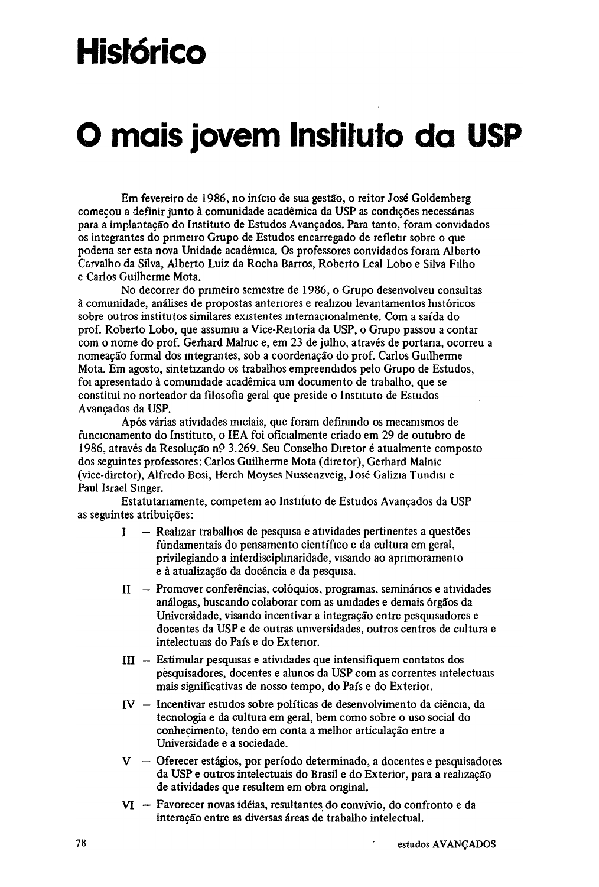# Histórico

# O mais jovem Instituto da USP

Em fevereiro de 1986, no início de sua gestão, o reitor José Goldemberg começou a definir junto à comunidade acadêmica da USP as condições necessárias para a implantação do Instituto de Estudos Avançados. Para tanto, foram convidados os integrantes do primeiro Grupo de Estudos encarregado de refletir sobre o que poderia ser esta nova Unidade acadêmica. Os professores convidados foram Alberto Carvalho da Silva, Alberto Luiz da Rocha Barros, Roberto Leal Lobo e Silva Filho e Carlos Guilherme Mota.

No decorrer do primeiro semestre de 1986, o Grupo desenvolveu consultas à comunidade, análises de propostas anteriores e realizou levantamentos históricos sobre outros institutos similares existentes internacionalmente. Com a saída do prof. Roberto Lobo, que assumiu a Vice-Reitoria da USP, o Grupo passou a contar com o nome do prof. Gerhard Malnic e, em 23 de julho, através de portaria, ocorreu a nomeação formal dos integrantes, sob a coordenação do prof. Carlos Guilherme Mota. Em agosto, sintetizando os trabalhos empreendidos pelo Grupo de Estudos, foi apresentado à comunidade acadêmica um documento de trabalho, que se constitui no norteador da filosofia geral que preside o Instituto de Estudos Avançados da USP.

Após várias atividades iniciais, que foram definindo os mecanismos de funcionamento do Instituto, o IEA foi oficialmente criado em 29 de outubro de 1986, através da Resolução nº 3.269. Seu Conselho Diretor é atualmente composto dos seguintes professores: Carlos Guilherme Mota (diretor), Gerhard Malnic (vice-diretor), Alfredo Bosi, Herch Moyses Nussenzveig, José Galizia Tundisi e Paul Israel Singer.

Estatutariamente, competem ao Instituto de Estudos Avançados da USP as seguintes atribuições:

I – Realizar trabalhos de pesquisa e atividades pertinentes a questões fundamentais do pensamento científico e da cultura em geral, privilegiando a interdisciplinaridade, visando ao aprimoramento e à atualização da docência e da pesquisa.

II – Promover conferências, colóquios, programas, seminários e atividades análogas, buscando colaborar com as unidades e demais órgãos da Universidade, visando incentivar a integração entre pesquisadores e docentes da USP e de outras universidades, outros centros de cultura e intelectuais do País e do Exterior.

III – Estimular pesquisas e atividades que intensifiquem contatos dos pesquisadores, docentes e alunos da USP com as correntes intelectuais mais significativas de nosso tempo, do País e do Exterior.

IV – Incentivar estudos sobre políticas de desenvolvimento da ciência, da tecnologia e da cultura em geral, bem como sobre o uso social do conhecimento, tendo em conta a melhor articulação entre a Universidade e a sociedade.

V – Oferecer estágios, por período determinado, a docentes e pesquisadores da USP e outros intelectuais do Brasil e do Exterior, para a realização de atividades que resultem em obra original.

VI – Favorecer novas idéias, resultantes do convívio, do confronto e da interação entre as diversas áreas de trabalho intelectual.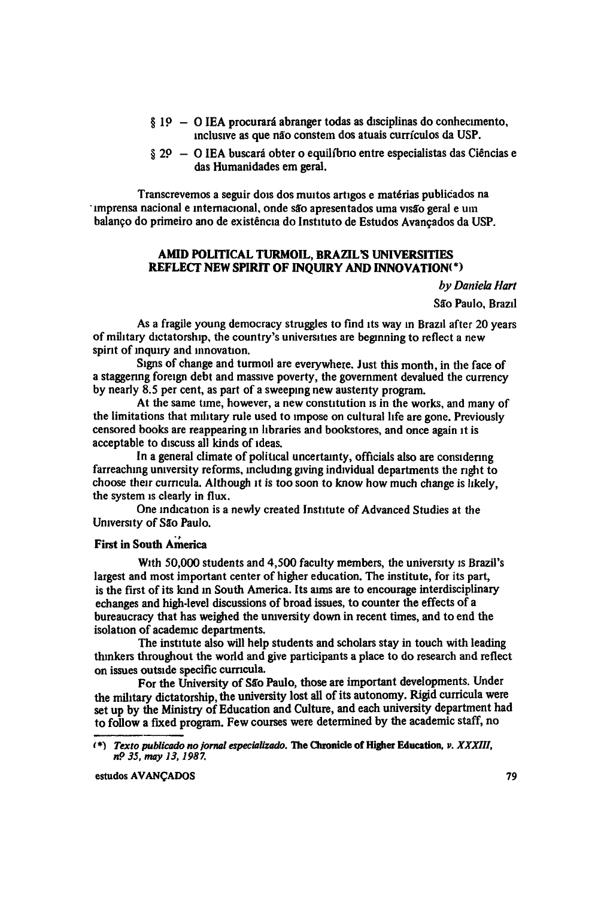§ 1º – O IEA procurará abranger todas as disciplinas do conhecimento, inclusive as que não constem dos atuais currículos da USP.

§ 2º – O IEA buscará obter o equilíbrio entre especialistas das Ciências e das Humanidades em geral.

Transcrevemos a seguir dois dos muitos artigos e matérias publicados na imprensa nacional e internacional, onde são apresentados uma visão geral e um balanço do primeiro ano de existência do Instituto de Estudos Avançados da USP.

## AMID POLITICAL TURMOIL, BRAZIL'S UNIVERSITIES REFLECT NEW SPIRIT OF INQUIRY AND INNOVATION(*)

*by Daniela Hart*

São Paulo, Brazil

As a fragile young democracy struggles to find its way in Brazil after 20 years of military dictatorship, the country's universities are beginning to reflect a new spirit of inquiry and innovation.

Signs of change and turmoil are everywhere. Just this month, in the face of a staggering foreign debt and massive poverty, the government devalued the currency by nearly 8.5 per cent, as part of a sweeping new austerity program.

At the same time, however, a new constitution is in the works, and many of the limitations that military rule used to impose on cultural life are gone. Previously censored books are reappearing in libraries and bookstores, and once again it is acceptable to discuss all kinds of ideas.

In a general climate of political uncertainty, officials also are considering farreaching university reforms, including giving individual departments the right to choose their curricula. Although it is too soon to know how much change is likely, the system is clearly in flux.

One indication is a newly created Institute of Advanced Studies at the University of São Paulo.

### First in South America

With 50,000 students and 4,500 faculty members, the university is Brazil's largest and most important center of higher education. The institute, for its part, is the first of its kind in South America. Its aims are to encourage interdisciplinary echanges and high-level discussions of broad issues, to counter the effects of a bureaucracy that has weighed the university down in recent times, and to end the isolation of academic departments.

The institute also will help students and scholars stay in touch with leading thinkers throughout the world and give participants a place to do research and reflect on issues outside specific curricula.

For the University of São Paulo, those are important developments. Under the military dictatorship, the university lost all of its autonomy. Rigid curricula were set up by the Ministry of Education and Culture, and each university department had to follow a fixed program. Few courses were determined by the academic staff, no

---

(*) *Texto publicado no jornal especializado.* **The Chronicle of Higher Education**, *v. XXXIII, nº 35, may 13, 1987.*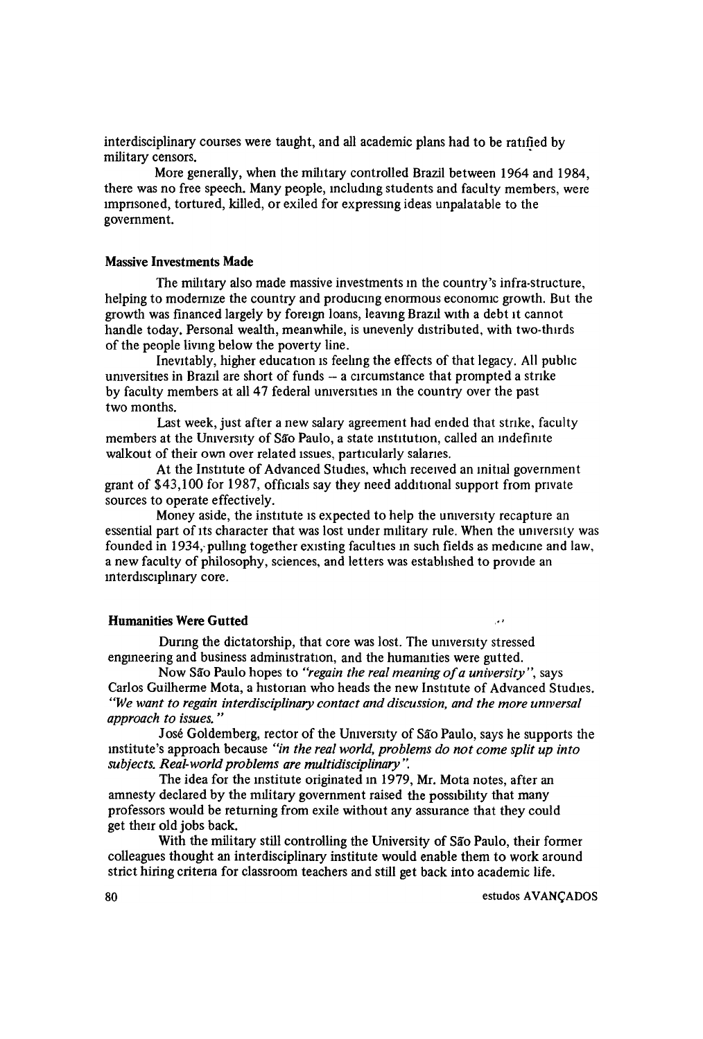interdisciplinary courses were taught, and all academic plans had to be ratified by military censors.

More generally, when the military controlled Brazil between 1964 and 1984, there was no free speech. Many people, including students and faculty members, were imprisoned, tortured, killed, or exiled for expressing ideas unpalatable to the government.

### Massive Investments Made

The military also made massive investments in the country's infra-structure, helping to modernize the country and producing enormous economic growth. But the growth was financed largely by foreign loans, leaving Brazil with a debt it cannot handle today. Personal wealth, meanwhile, is unevenly distributed, with two-thirds of the people living below the poverty line.

Inevitably, higher education is feeling the effects of that legacy. All public universities in Brazil are short of funds – a circumstance that prompted a strike by faculty members at all 47 federal universities in the country over the past two months.

Last week, just after a new salary agreement had ended that strike, faculty members at the University of São Paulo, a state institution, called an indefinite walkout of their own over related issues, particularly salaries.

At the Institute of Advanced Studies, which received an initial government grant of $43,100 for 1987, officials say they need additional support from private sources to operate effectively.

Money aside, the institute is expected to help the university recapture an essential part of its character that was lost under military rule. When the university was founded in 1934, pulling together existing faculties in such fields as medicine and law, a new faculty of philosophy, sciences, and letters was established to provide an interdisciplinary core.

### Humanities Were Gutted

During the dictatorship, that core was lost. The university stressed engineering and business administration, and the humanities were gutted.

Now São Paulo hopes to *"regain the real meaning of a university"*, says Carlos Guilherme Mota, a historian who heads the new Institute of Advanced Studies. *"We want to regain interdisciplinary contact and discussion, and the more universal approach to issues."*

José Goldemberg, rector of the University of São Paulo, says he supports the institute's approach because *"in the real world, problems do not come split up into subjects. Real-world problems are multidisciplinary"*.

The idea for the institute originated in 1979, Mr. Mota notes, after an amnesty declared by the military government raised the possibility that many professors would be returning from exile without any assurance that they could get their old jobs back.

With the military still controlling the University of São Paulo, their former colleagues thought an interdisciplinary institute would enable them to work around strict hiring criteria for classroom teachers and still get back into academic life.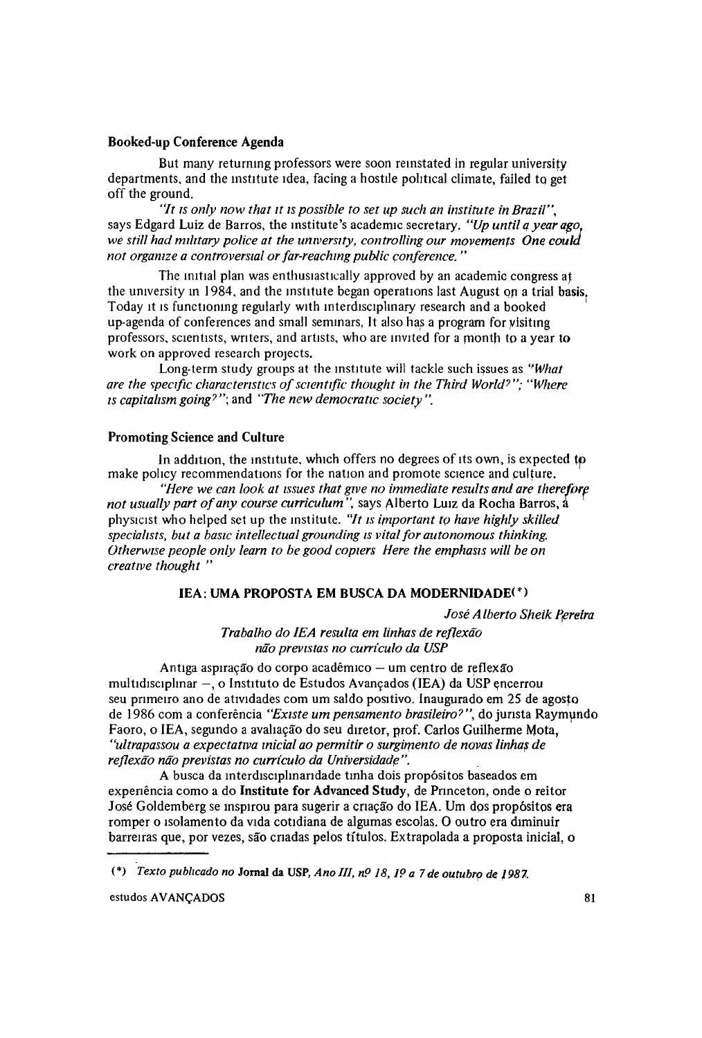### Booked-up Conference Agenda

But many returning professors were soon reinstated in regular university departments, and the institute idea, facing a hostile political climate, failed to get off the ground.

*"It is only now that it is possible to set up such an institute in Brazil"*, says Edgard Luiz de Barros, the institute's academic secretary. *"Up until a year ago, we still had military police at the university, controlling our movements One could not organize a controversial or far-reaching public conference."*

The initial plan was enthusiastically approved by an academic congress at the university in 1984, and the institute began operations last August on a trial basis. Today it is functioning regularly with interdisciplinary research and a booked up-agenda of conferences and small seminars, It also has a program for visiting professors, scientists, writers, and artists, who are invited for a month to a year to work on approved research projects.

Long-term study groups at the institute will tackle such issues as *"What are the specific characteristics of scientific thought in the Third World?"*; *"Where is capitalism going?"*; and *"The new democratic society"*.

### Promoting Science and Culture

In addition, the institute, which offers no degrees of its own, is expected to make policy recommendations for the nation and promote science and culture.

*"Here we can look at issues that give no immediate results and are therefore not usually part of any course curriculum"*, says Alberto Luiz da Rocha Barros, a physicist who helped set up the institute. *"It is important to have highly skilled specialists, but a basic intellectual grounding is vital for autonomous thinking. Otherwise people only learn to be good copiers Here the emphasis will be on creative thought"*

## IEA: UMA PROPOSTA EM BUSCA DA MODERNIDADE(*)

*José Alberto Sheik Pereira*

*Trabalho do IEA resulta em linhas de reflexão não previstas no currículo da USP*

Antiga aspiração do corpo acadêmico – um centro de reflexão multidisciplinar –, o Instituto de Estudos Avançados (IEA) da USP encerrou seu primeiro ano de atividades com um saldo positivo. Inaugurado em 25 de agosto de 1986 com a conferência *"Existe um pensamento brasileiro?"*, do jurista Raymundo Faoro, o IEA, segundo a avaliação do seu diretor, prof. Carlos Guilherme Mota, *"ultrapassou a expectativa inicial ao permitir o surgimento de novas linhas de reflexão não previstas no currículo da Universidade"*.

A busca da interdisciplinaridade tinha dois propósitos baseados em experiência como a do **Institute for Advanced Study**, de Princeton, onde o reitor José Goldemberg se inspirou para sugerir a criação do IEA. Um dos propósitos era romper o isolamento da vida cotidiana de algumas escolas. O outro era diminuir barreiras que, por vezes, são criadas pelos títulos. Extrapolada a proposta inicial, o

---

(*) *Texto publicado no* **Jornal da USP**, *Ano III, nº 18, 1º a 7 de outubro de 1987.*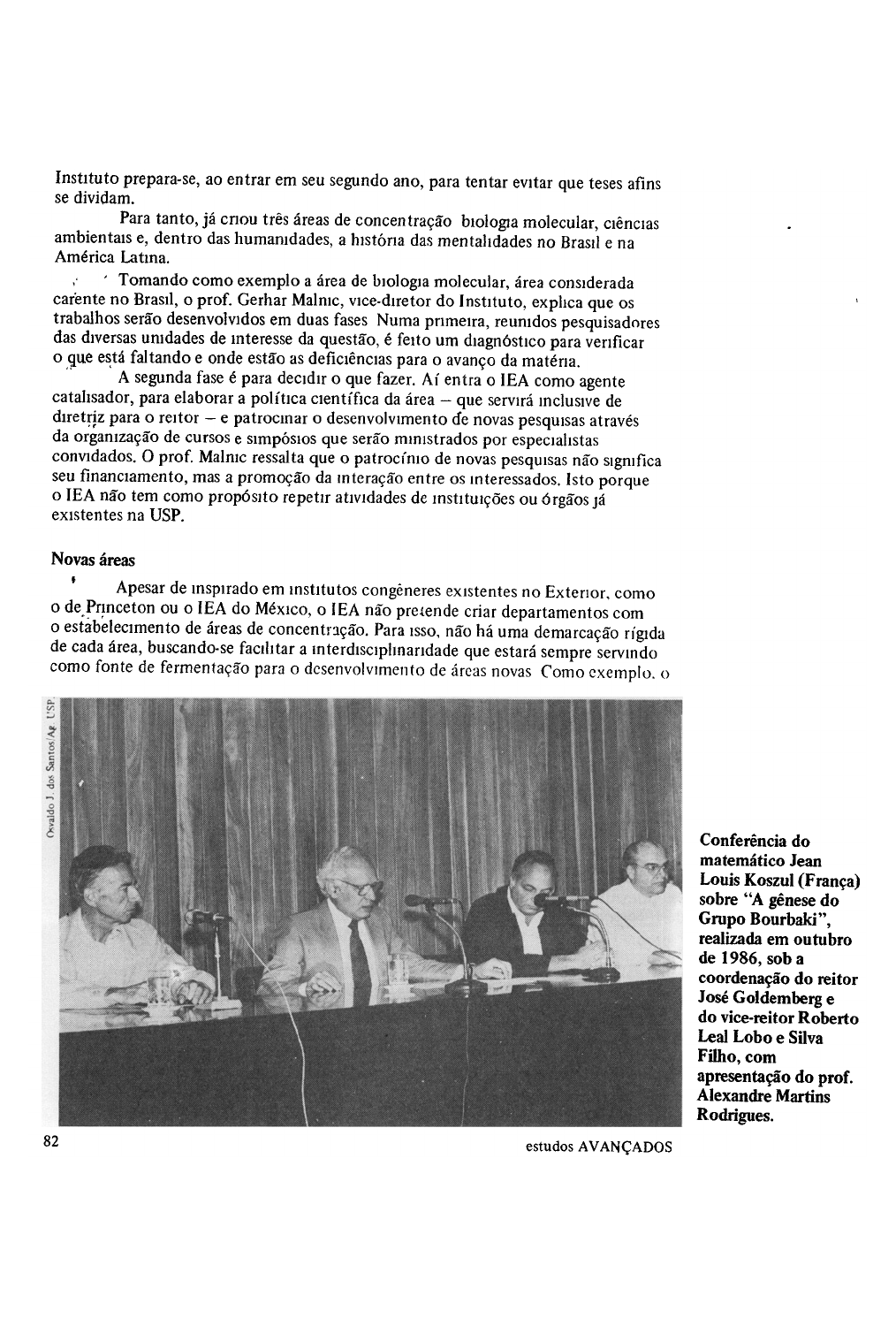Instituto prepara-se, ao entrar em seu segundo ano, para tentar evitar que teses afins se dividam.

Para tanto, já criou três áreas de concentração biologia molecular, ciências ambientais e, dentro das humanidades, a história das mentalidades no Brasil e na América Latina.

Tomando como exemplo a área de biologia molecular, área considerada carente no Brasil, o prof. Gerhar Malnic, vice-diretor do Instituto, explica que os trabalhos serão desenvolvidos em duas fases Numa primeira, reunidos pesquisadores das diversas unidades de interesse da questão, é feito um diagnóstico para verificar o que está faltando e onde estão as deficiências para o avanço da matéria.

A segunda fase é para decidir o que fazer. Aí entra o IEA como agente catalisador, para elaborar a política científica da área – que servirá inclusive de diretriz para o reitor – e patrocinar o desenvolvimento de novas pesquisas através da organização de cursos e simpósios que serão ministrados por especialistas convidados. O prof. Malnic ressalta que o patrocínio de novas pesquisas não significa seu financiamento, mas a promoção da interação entre os interessados. Isto porque o IEA não tem como propósito repetir atividades de instituições ou órgãos já existentes na USP.

### Novas áreas

Apesar de inspirado em institutos congêneres existentes no Exterior, como o de Princeton ou o IEA do México, o IEA não pretende criar departamentos com o estabelecimento de áreas de concentração. Para isso, não há uma demarcação rígida de cada área, buscando-se facilitar a interdisciplinaridade que estará sempre servindo como fonte de fermentação para o desenvolvimento de áreas novas Como exemplo, o

Oswaldo J. dos Santos/Ag. USP

**Conferência do matemático Jean Louis Koszul (França) sobre "A gênese do Grupo Bourbaki", realizada em outubro de 1986, sob a coordenação do reitor José Goldemberg e do vice-reitor Roberto Leal Lobo e Silva Filho, com apresentação do prof. Alexandre Martins Rodrigues.**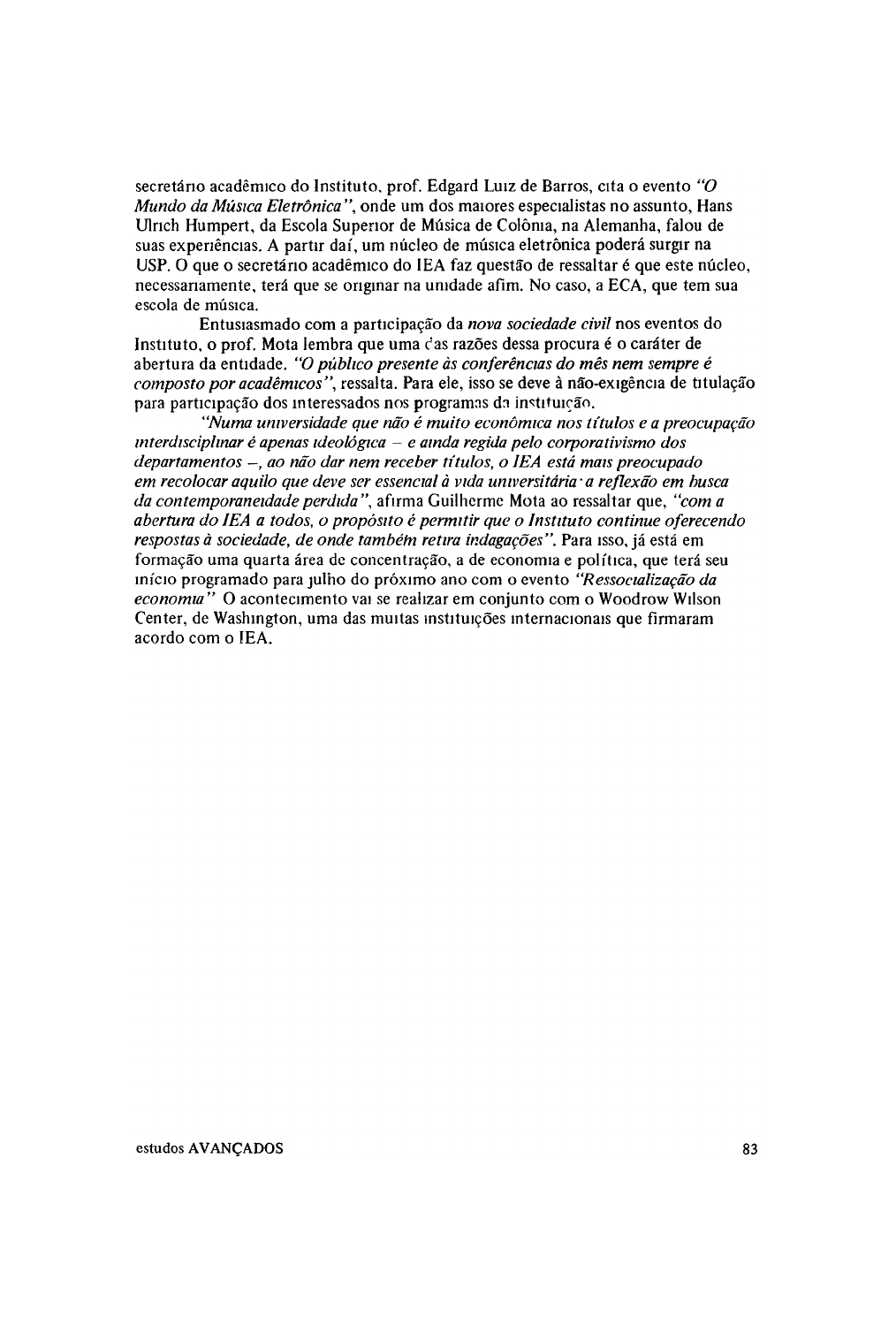secretário acadêmico do Instituto, prof. Edgard Luiz de Barros, cita o evento *"O Mundo da Música Eletrônica"*, onde um dos maiores especialistas no assunto, Hans Ulrich Humpert, da Escola Superior de Música de Colônia, na Alemanha, falou de suas experiências. A partir daí, um núcleo de música eletrônica poderá surgir na USP. O que o secretário acadêmico do IEA faz questão de ressaltar é que este núcleo, necessariamente, terá que se originar na unidade afim. No caso, a ECA, que tem sua escola de música.

Entusiasmado com a participação da *nova sociedade civil* nos eventos do Instituto, o prof. Mota lembra que uma das razões dessa procura é o caráter de abertura da entidade. *"O público presente às conferências do mês nem sempre é composto por acadêmicos"*, ressalta. Para ele, isso se deve à não-exigência de titulação para participação dos interessados nos programas da instituição.

*"Numa universidade que não é muito econômica nos títulos e a preocupação interdisciplinar é apenas ideológica – e ainda regida pelo corporativismo dos departamentos –, ao não dar nem receber títulos, o IEA está mais preocupado em recolocar aquilo que deve ser essencial à vida universitária: a reflexão em busca da contemporaneidade perdida"*, afirma Guilherme Mota ao ressaltar que, *"com a abertura do IEA a todos, o propósito é permitir que o Instituto continue oferecendo respostas à sociedade, de onde também retira indagações"*. Para isso, já está em formação uma quarta área de concentração, a de economia e política, que terá seu início programado para julho do próximo ano com o evento *"Ressocialização da economia"*. O acontecimento vai se realizar em conjunto com o Woodrow Wilson Center, de Washington, uma das muitas instituições internacionais que firmaram acordo com o IEA.